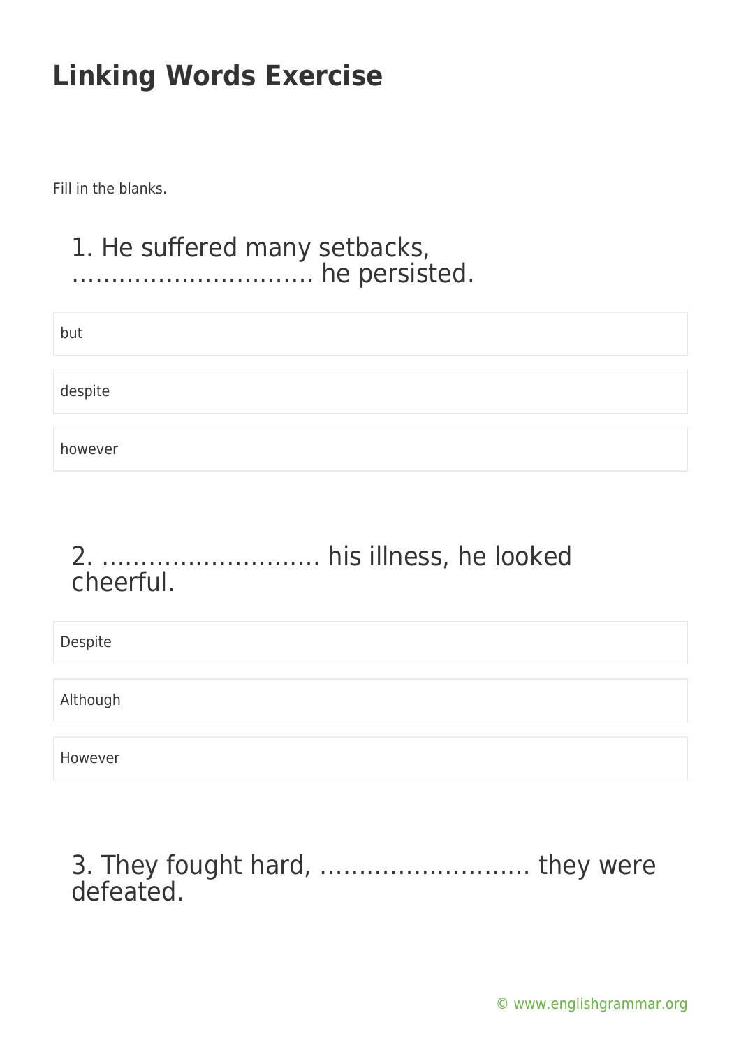# Linking Words Exercise

Fill in the blanks.

## 1. He suffered many setbacks, …………………………. he persisted.

- but
- despite
- however

## 2. ………………………. his illness, he looked cheerful.

- Despite
- Although
- However

## 3. They fought hard, ……………………… they were defeated.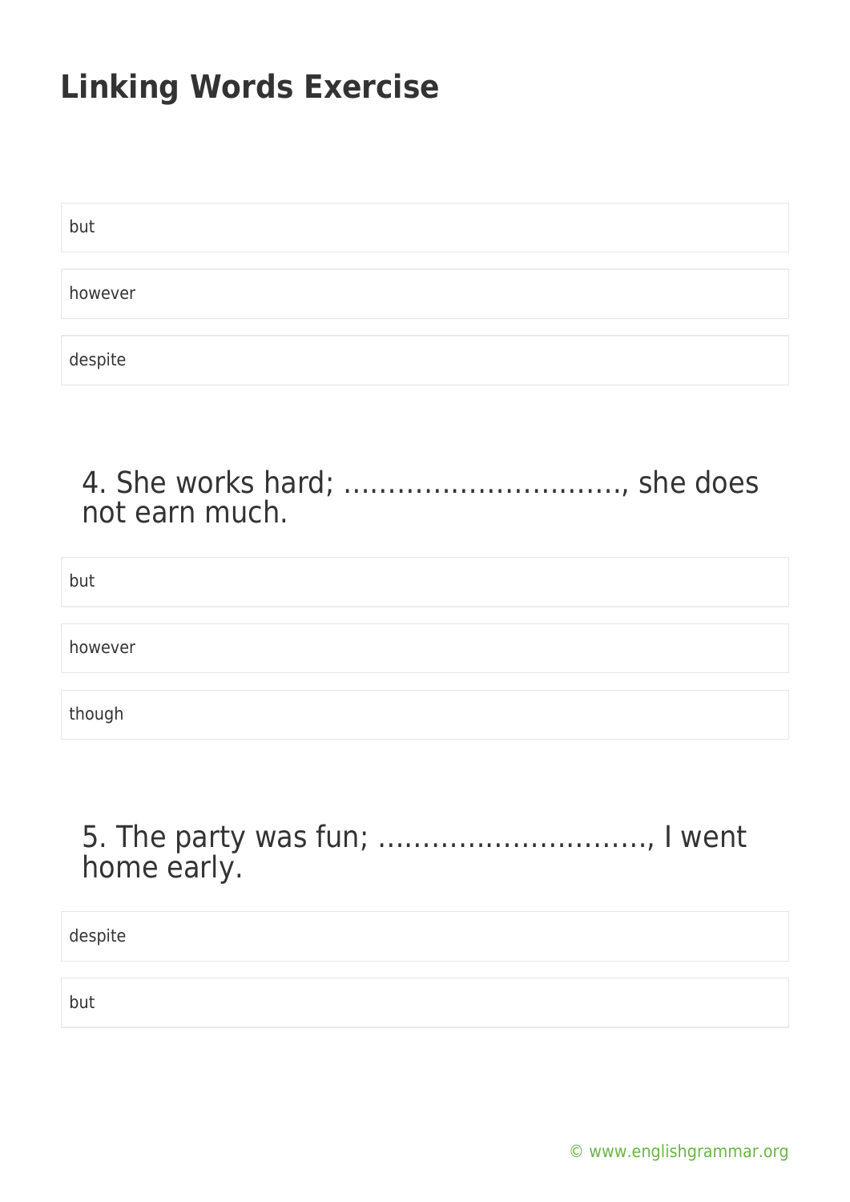# Linking Words Exercise

but

however

despite

### 4. She works hard; ..............................., she does not earn much.

but

however

though

### 5. The party was fun; .............................., I went home early.

despite

but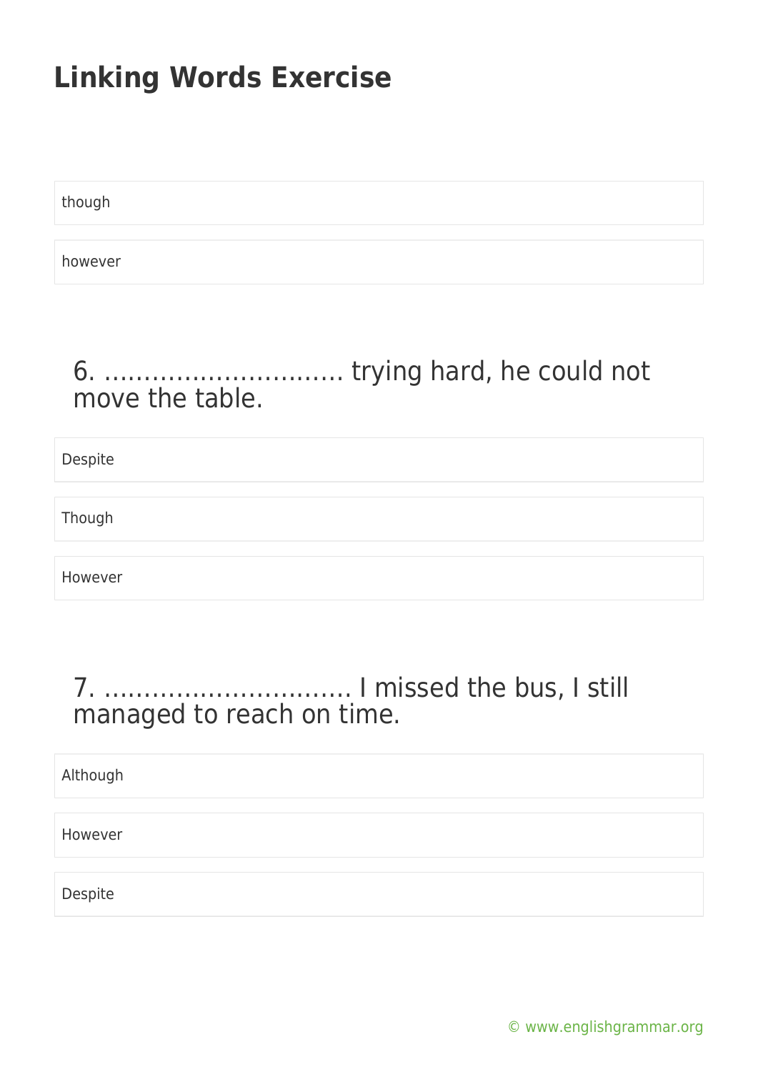# Linking Words Exercise

though

however

6. ………………………… trying hard, he could not move the table.

Despite

Though

However

7. ………………………… I missed the bus, I still managed to reach on time.

Although

However

Despite

© www.englishgrammar.org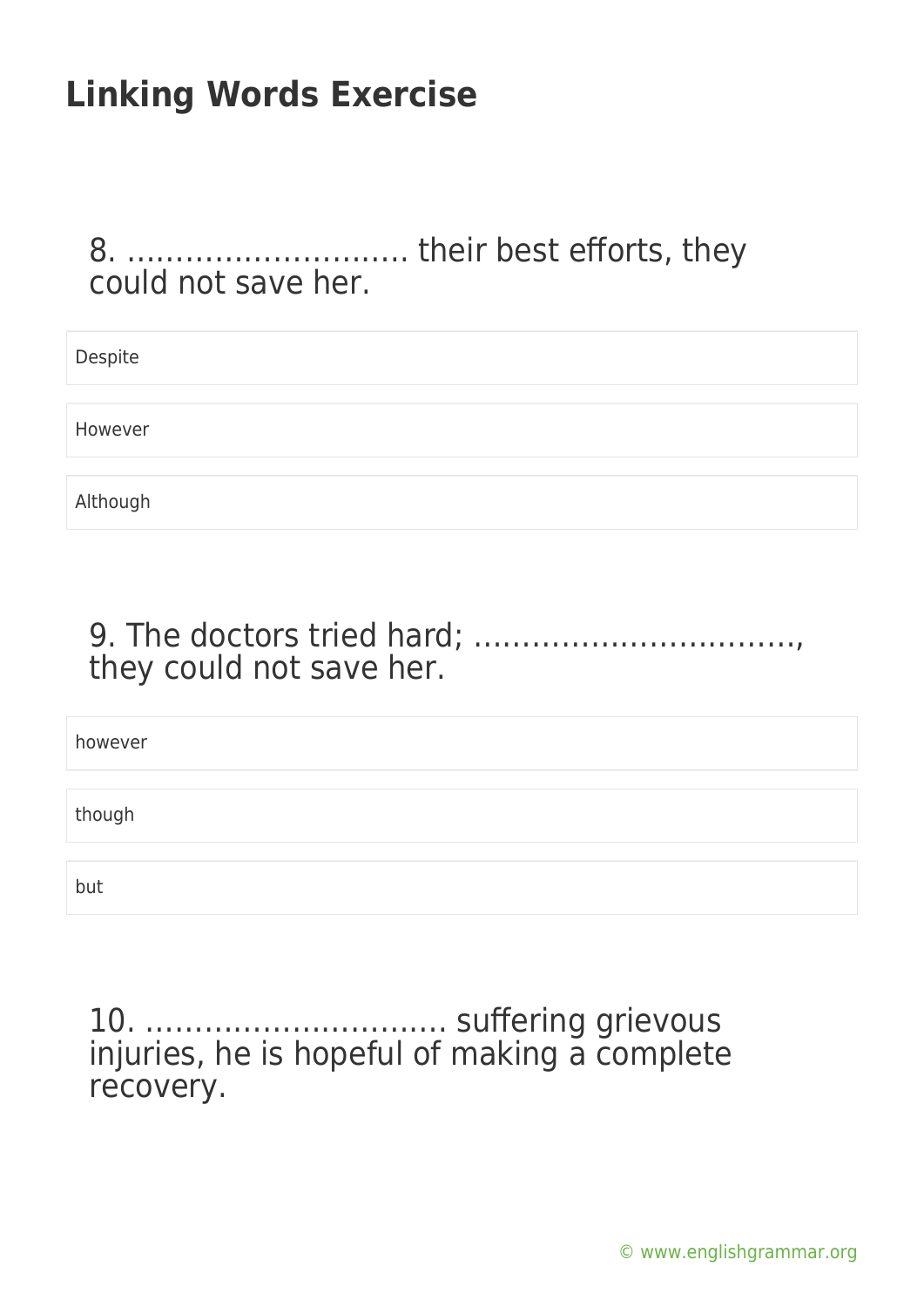# Linking Words Exercise

8. ............................ their best efforts, they could not save her.

- Despite
- However
- Although

9. The doctors tried hard; ................................, they could not save her.

- however
- though
- but

10. .............................. suffering grievous injuries, he is hopeful of making a complete recovery.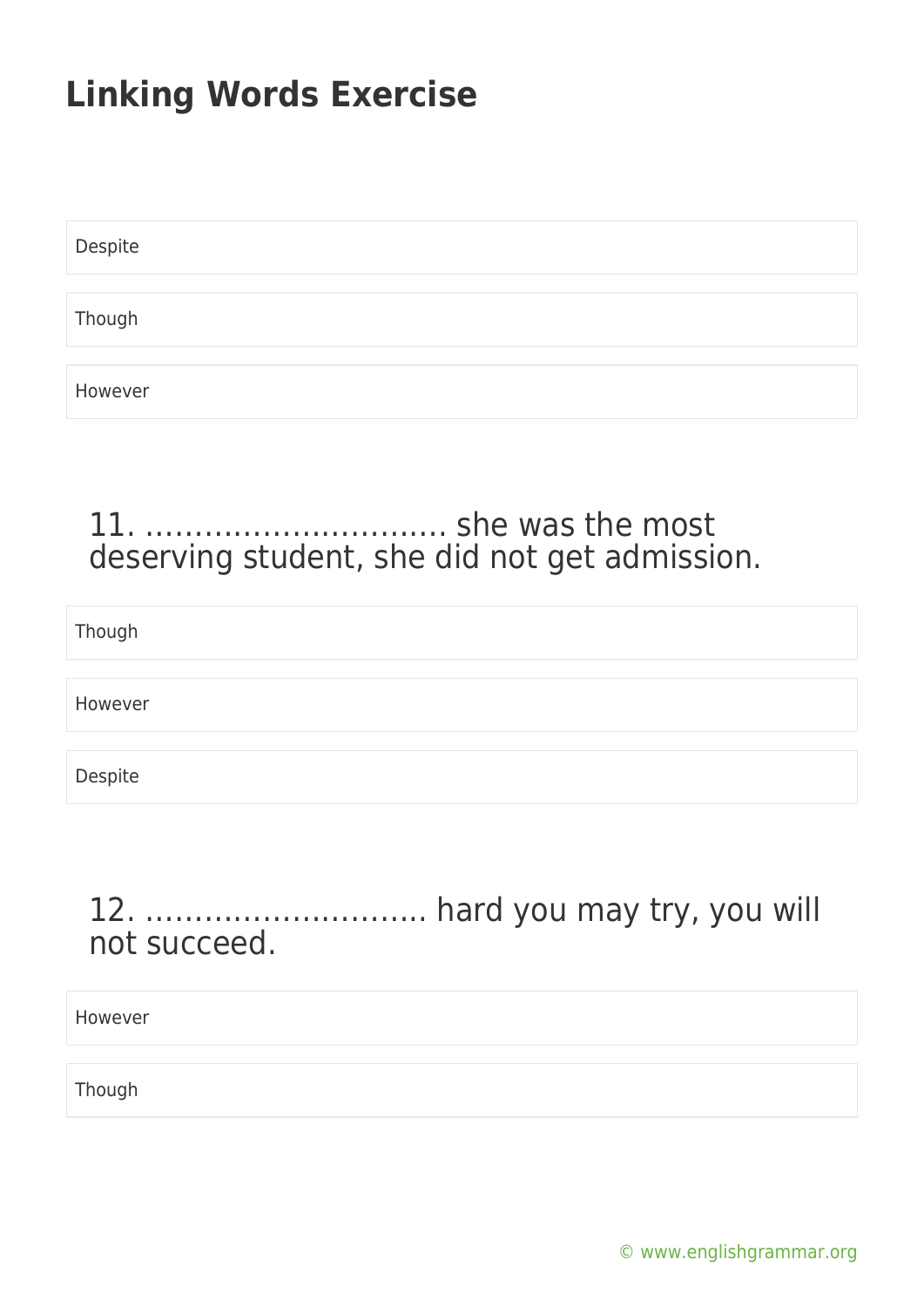# Linking Words Exercise

Despite

Though

However

## 11. ………………………… she was the most deserving student, she did not get admission.

Though

However

Despite

## 12. ……………………….. hard you may try, you will not succeed.

However

Though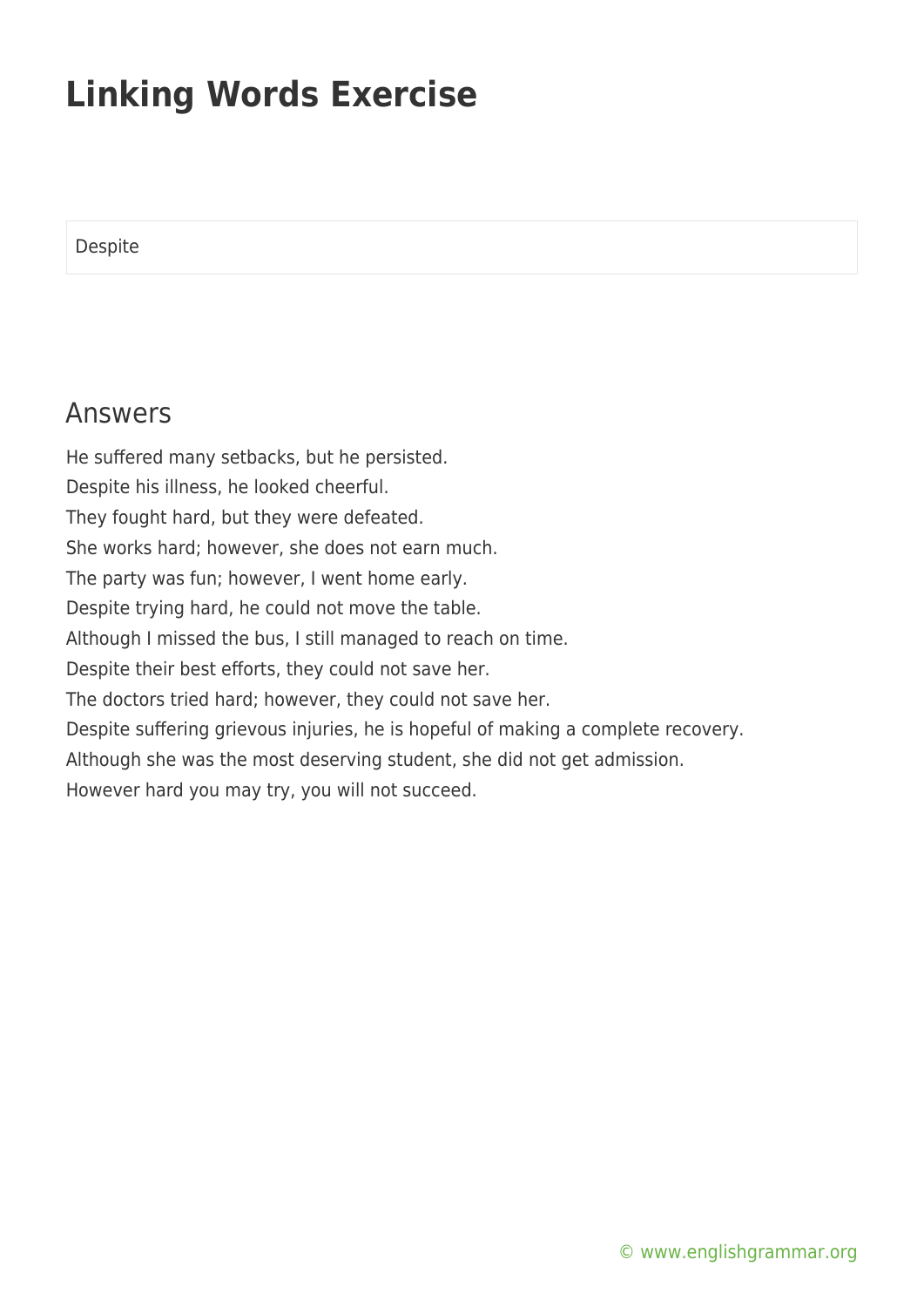# Linking Words Exercise

Despite

## Answers

He suffered many setbacks, but he persisted.

Despite his illness, he looked cheerful.

They fought hard, but they were defeated.

She works hard; however, she does not earn much.

The party was fun; however, I went home early.

Despite trying hard, he could not move the table.

Although I missed the bus, I still managed to reach on time.

Despite their best efforts, they could not save her.

The doctors tried hard; however, they could not save her.

Despite suffering grievous injuries, he is hopeful of making a complete recovery.

Although she was the most deserving student, she did not get admission.

However hard you may try, you will not succeed.

© www.englishgrammar.org